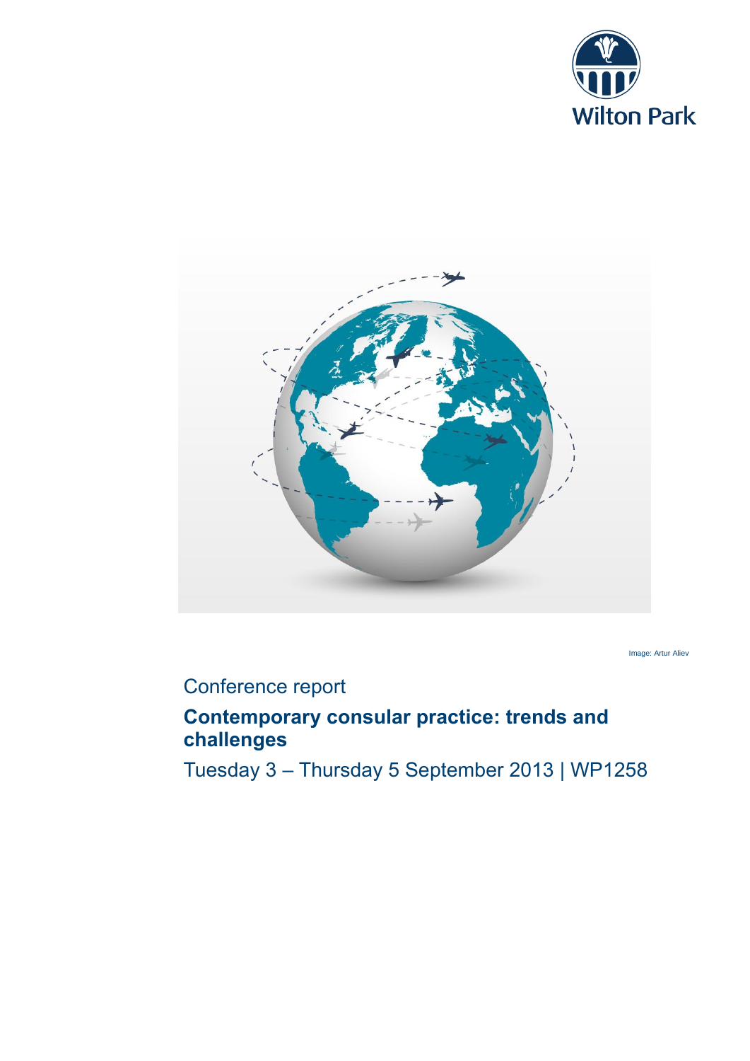Wilton Park

Image: Artur Aliev

Conference report

# Contemporary consular practice: trends and challenges

Tuesday 3 – Thursday 5 September 2013 | WP1258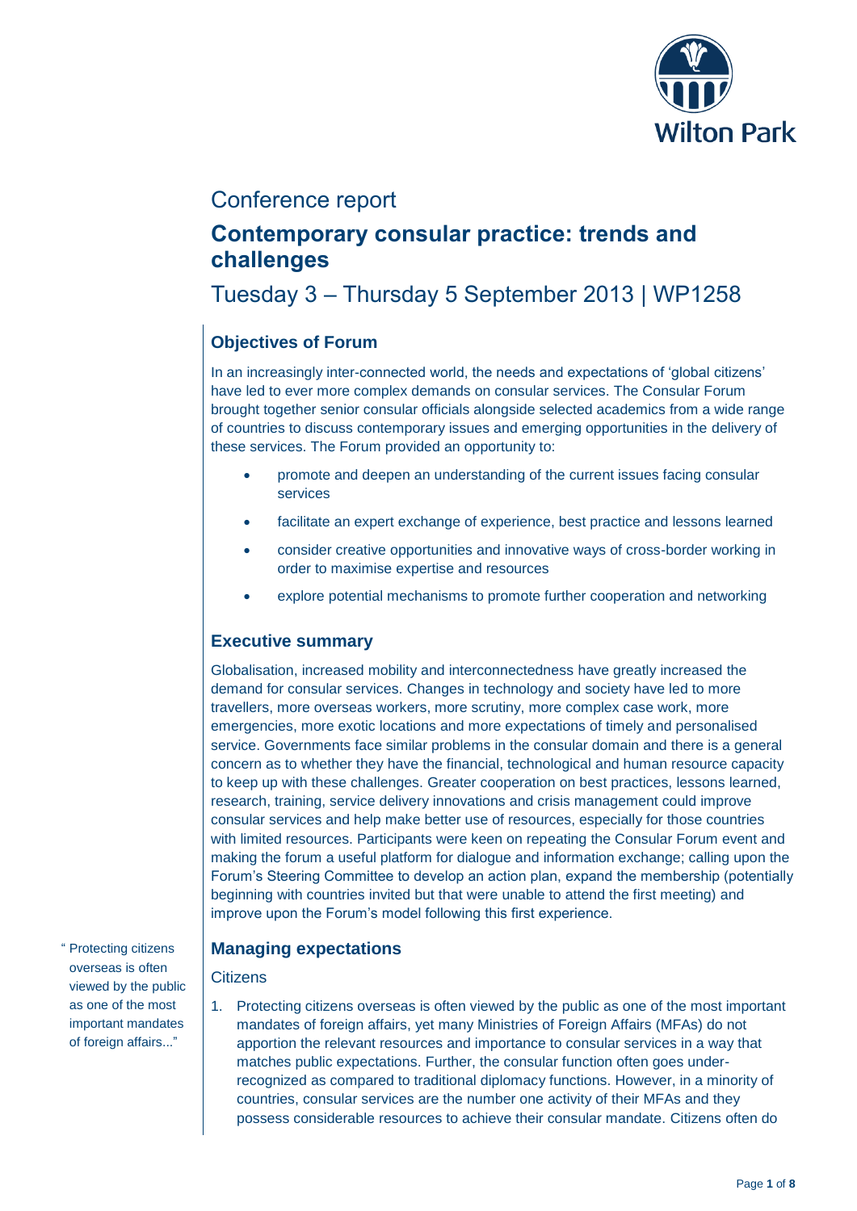Conference report

# Contemporary consular practice: trends and challenges

Tuesday 3 – Thursday 5 September 2013 | WP1258

## Objectives of Forum

In an increasingly inter-connected world, the needs and expectations of 'global citizens' have led to ever more complex demands on consular services. The Consular Forum brought together senior consular officials alongside selected academics from a wide range of countries to discuss contemporary issues and emerging opportunities in the delivery of these services. The Forum provided an opportunity to:

- promote and deepen an understanding of the current issues facing consular services
- facilitate an expert exchange of experience, best practice and lessons learned
- consider creative opportunities and innovative ways of cross-border working in order to maximise expertise and resources
- explore potential mechanisms to promote further cooperation and networking

## Executive summary

Globalisation, increased mobility and interconnectedness have greatly increased the demand for consular services. Changes in technology and society have led to more travellers, more overseas workers, more scrutiny, more complex case work, more emergencies, more exotic locations and more expectations of timely and personalised service. Governments face similar problems in the consular domain and there is a general concern as to whether they have the financial, technological and human resource capacity to keep up with these challenges. Greater cooperation on best practices, lessons learned, research, training, service delivery innovations and crisis management could improve consular services and help make better use of resources, especially for those countries with limited resources. Participants were keen on repeating the Consular Forum event and making the forum a useful platform for dialogue and information exchange; calling upon the Forum's Steering Committee to develop an action plan, expand the membership (potentially beginning with countries invited but that were unable to attend the first meeting) and improve upon the Forum's model following this first experience.

## Managing expectations

### Citizens

" Protecting citizens overseas is often viewed by the public as one of the most important mandates of foreign affairs..."

1. Protecting citizens overseas is often viewed by the public as one of the most important mandates of foreign affairs, yet many Ministries of Foreign Affairs (MFAs) do not apportion the relevant resources and importance to consular services in a way that matches public expectations. Further, the consular function often goes under-recognized as compared to traditional diplomacy functions. However, in a minority of countries, consular services are the number one activity of their MFAs and they possess considerable resources to achieve their consular mandate. Citizens often do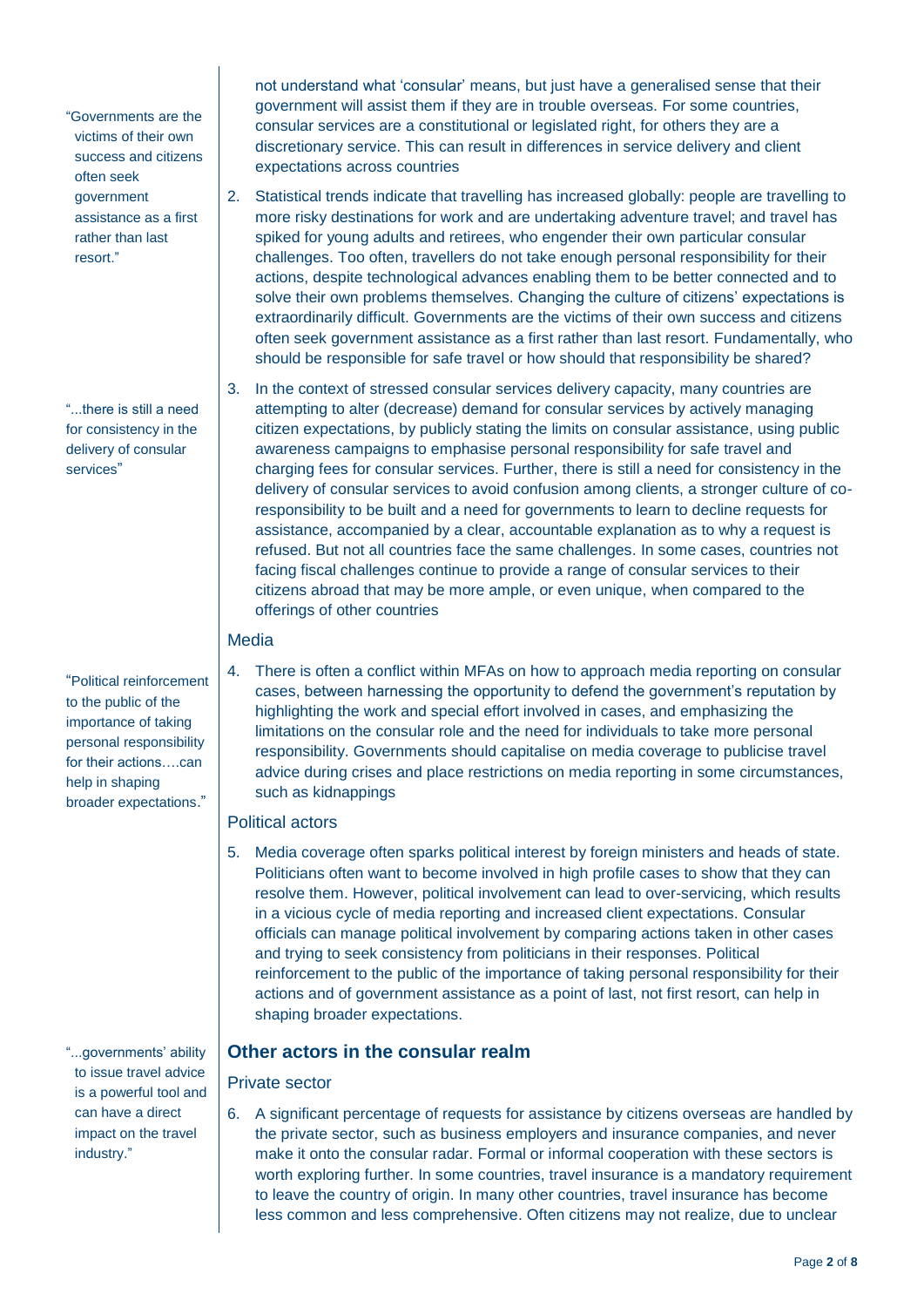not understand what 'consular' means, but just have a generalised sense that their government will assist them if they are in trouble overseas. For some countries, consular services are a constitutional or legislated right, for others they are a discretionary service. This can result in differences in service delivery and client expectations across countries

> "Governments are the victims of their own success and citizens often seek government assistance as a first rather than last resort."

2. Statistical trends indicate that travelling has increased globally: people are travelling to more risky destinations for work and are undertaking adventure travel; and travel has spiked for young adults and retirees, who engender their own particular consular challenges. Too often, travellers do not take enough personal responsibility for their actions, despite technological advances enabling them to be better connected and to solve their own problems themselves. Changing the culture of citizens' expectations is extraordinarily difficult. Governments are the victims of their own success and citizens often seek government assistance as a first rather than last resort. Fundamentally, who should be responsible for safe travel or how should that responsibility be shared?

> "...there is still a need for consistency in the delivery of consular services"

3. In the context of stressed consular services delivery capacity, many countries are attempting to alter (decrease) demand for consular services by actively managing citizen expectations, by publicly stating the limits on consular assistance, using public awareness campaigns to emphasise personal responsibility for safe travel and charging fees for consular services. Further, there is still a need for consistency in the delivery of consular services to avoid confusion among clients, a stronger culture of co-responsibility to be built and a need for governments to learn to decline requests for assistance, accompanied by a clear, accountable explanation as to why a request is refused. But not all countries face the same challenges. In some cases, countries not facing fiscal challenges continue to provide a range of consular services to their citizens abroad that may be more ample, or even unique, when compared to the offerings of other countries

### Media

> "Political reinforcement to the public of the importance of taking personal responsibility for their actions….can help in shaping broader expectations."

4. There is often a conflict within MFAs on how to approach media reporting on consular cases, between harnessing the opportunity to defend the government's reputation by highlighting the work and special effort involved in cases, and emphasizing the limitations on the consular role and the need for individuals to take more personal responsibility. Governments should capitalise on media coverage to publicise travel advice during crises and place restrictions on media reporting in some circumstances, such as kidnappings

### Political actors

5. Media coverage often sparks political interest by foreign ministers and heads of state. Politicians often want to become involved in high profile cases to show that they can resolve them. However, political involvement can lead to over-servicing, which results in a vicious cycle of media reporting and increased client expectations. Consular officials can manage political involvement by comparing actions taken in other cases and trying to seek consistency from politicians in their responses. Political reinforcement to the public of the importance of taking personal responsibility for their actions and of government assistance as a point of last, not first resort, can help in shaping broader expectations.

## Other actors in the consular realm

> "...governments' ability to issue travel advice is a powerful tool and can have a direct impact on the travel industry."

### Private sector

6. A significant percentage of requests for assistance by citizens overseas are handled by the private sector, such as business employers and insurance companies, and never make it onto the consular radar. Formal or informal cooperation with these sectors is worth exploring further. In some countries, travel insurance is a mandatory requirement to leave the country of origin. In many other countries, travel insurance has become less common and less comprehensive. Often citizens may not realize, due to unclear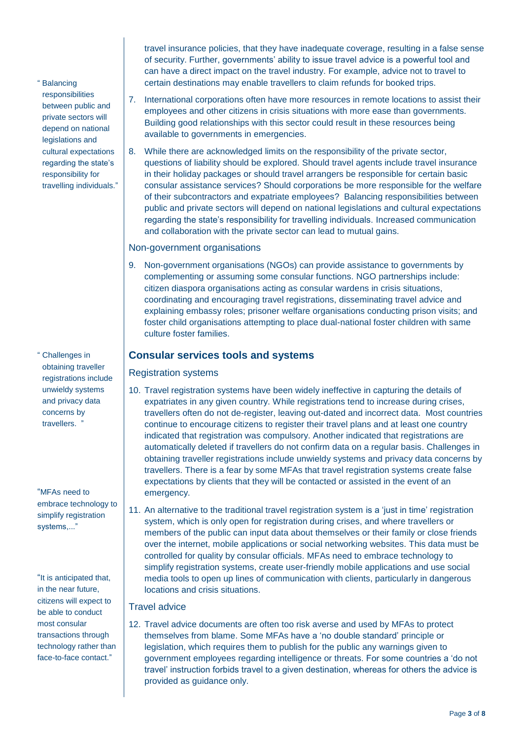travel insurance policies, that they have inadequate coverage, resulting in a false sense of security. Further, governments' ability to issue travel advice is a powerful tool and can have a direct impact on the travel industry. For example, advice not to travel to certain destinations may enable travellers to claim refunds for booked trips.

7. International corporations often have more resources in remote locations to assist their employees and other citizens in crisis situations with more ease than governments. Building good relationships with this sector could result in these resources being available to governments in emergencies.

8. While there are acknowledged limits on the responsibility of the private sector, questions of liability should be explored. Should travel agents include travel insurance in their holiday packages or should travel arrangers be responsible for certain basic consular assistance services? Should corporations be more responsible for the welfare of their subcontractors and expatriate employees? Balancing responsibilities between public and private sectors will depend on national legislations and cultural expectations regarding the state's responsibility for travelling individuals. Increased communication and collaboration with the private sector can lead to mutual gains.

> "Balancing responsibilities between public and private sectors will depend on national legislations and cultural expectations regarding the state's responsibility for travelling individuals."

### Non-government organisations

9. Non-government organisations (NGOs) can provide assistance to governments by complementing or assuming some consular functions. NGO partnerships include: citizen diaspora organisations acting as consular wardens in crisis situations, coordinating and encouraging travel registrations, disseminating travel advice and explaining embassy roles; prisoner welfare organisations conducting prison visits; and foster child organisations attempting to place dual-national foster children with same culture foster families.

## Consular services tools and systems

### Registration systems

10. Travel registration systems have been widely ineffective in capturing the details of expatriates in any given country. While registrations tend to increase during crises, travellers often do not de-register, leaving out-dated and incorrect data. Most countries continue to encourage citizens to register their travel plans and at least one country indicated that registration was compulsory. Another indicated that registrations are automatically deleted if travellers do not confirm data on a regular basis. Challenges in obtaining traveller registrations include unwieldy systems and privacy data concerns by travellers. There is a fear by some MFAs that travel registration systems create false expectations by clients that they will be contacted or assisted in the event of an emergency.

> "Challenges in obtaining traveller registrations include unwieldy systems and privacy data concerns by travellers."

11. An alternative to the traditional travel registration system is a 'just in time' registration system, which is only open for registration during crises, and where travellers or members of the public can input data about themselves or their family or close friends over the internet, mobile applications or social networking websites. This data must be controlled for quality by consular officials. MFAs need to embrace technology to simplify registration systems, create user-friendly mobile applications and use social media tools to open up lines of communication with clients, particularly in dangerous locations and crisis situations.

> "MFAs need to embrace technology to simplify registration systems,..."

> "It is anticipated that, in the near future, citizens will expect to be able to conduct most consular transactions through technology rather than face-to-face contact."

### Travel advice

12. Travel advice documents are often too risk averse and used by MFAs to protect themselves from blame. Some MFAs have a 'no double standard' principle or legislation, which requires them to publish for the public any warnings given to government employees regarding intelligence or threats. For some countries a 'do not travel' instruction forbids travel to a given destination, whereas for others the advice is provided as guidance only.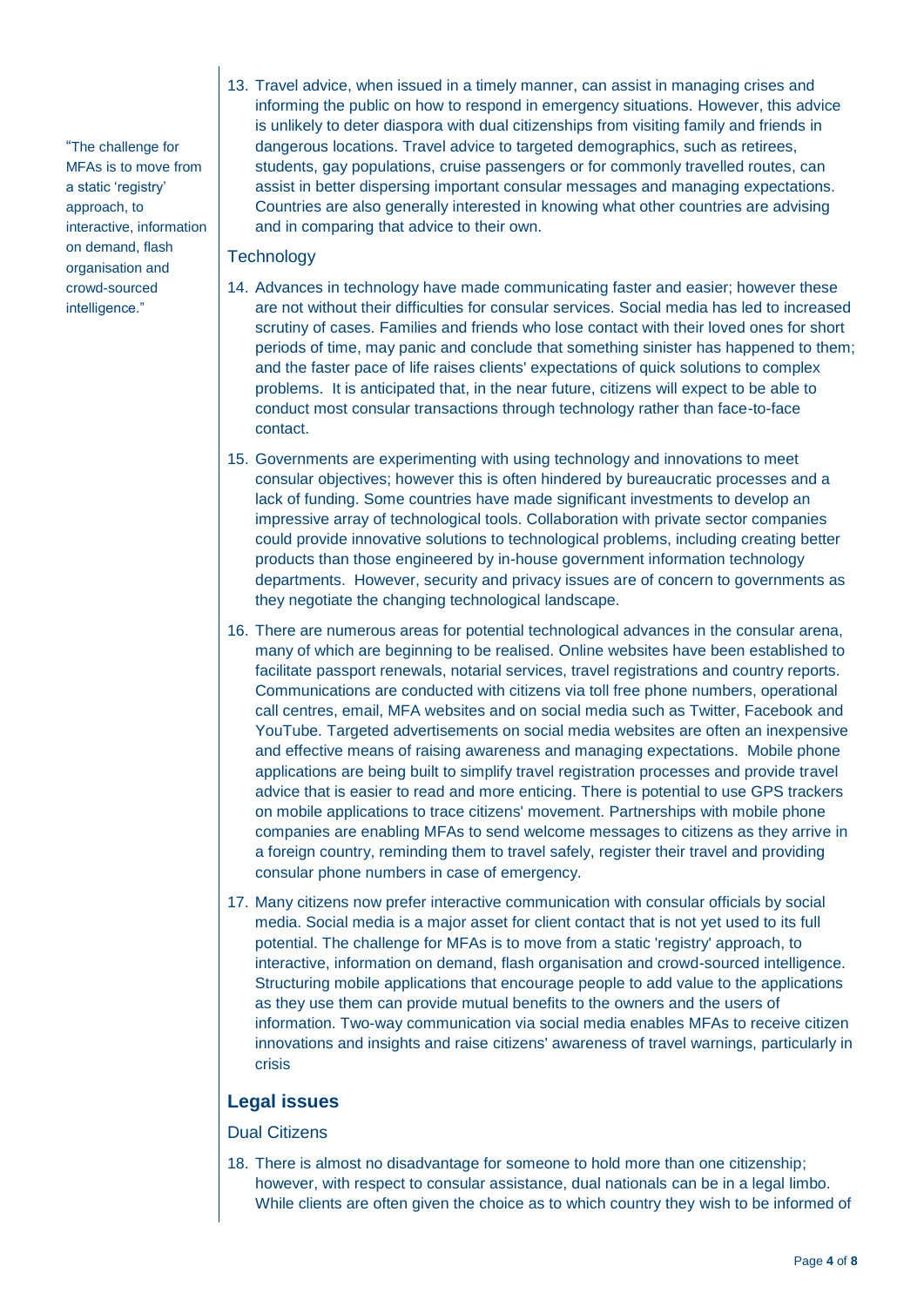> "The challenge for MFAs is to move from a static 'registry' approach, to interactive, information on demand, flash organisation and crowd-sourced intelligence."

13. Travel advice, when issued in a timely manner, can assist in managing crises and informing the public on how to respond in emergency situations. However, this advice is unlikely to deter diaspora with dual citizenships from visiting family and friends in dangerous locations. Travel advice to targeted demographics, such as retirees, students, gay populations, cruise passengers or for commonly travelled routes, can assist in better dispersing important consular messages and managing expectations. Countries are also generally interested in knowing what other countries are advising and in comparing that advice to their own.

### Technology

14. Advances in technology have made communicating faster and easier; however these are not without their difficulties for consular services. Social media has led to increased scrutiny of cases. Families and friends who lose contact with their loved ones for short periods of time, may panic and conclude that something sinister has happened to them; and the faster pace of life raises clients' expectations of quick solutions to complex problems. It is anticipated that, in the near future, citizens will expect to be able to conduct most consular transactions through technology rather than face-to-face contact.

15. Governments are experimenting with using technology and innovations to meet consular objectives; however this is often hindered by bureaucratic processes and a lack of funding. Some countries have made significant investments to develop an impressive array of technological tools. Collaboration with private sector companies could provide innovative solutions to technological problems, including creating better products than those engineered by in-house government information technology departments. However, security and privacy issues are of concern to governments as they negotiate the changing technological landscape.

16. There are numerous areas for potential technological advances in the consular arena, many of which are beginning to be realised. Online websites have been established to facilitate passport renewals, notarial services, travel registrations and country reports. Communications are conducted with citizens via toll free phone numbers, operational call centres, email, MFA websites and on social media such as Twitter, Facebook and YouTube. Targeted advertisements on social media websites are often an inexpensive and effective means of raising awareness and managing expectations. Mobile phone applications are being built to simplify travel registration processes and provide travel advice that is easier to read and more enticing. There is potential to use GPS trackers on mobile applications to trace citizens' movement. Partnerships with mobile phone companies are enabling MFAs to send welcome messages to citizens as they arrive in a foreign country, reminding them to travel safely, register their travel and providing consular phone numbers in case of emergency.

17. Many citizens now prefer interactive communication with consular officials by social media. Social media is a major asset for client contact that is not yet used to its full potential. The challenge for MFAs is to move from a static 'registry' approach, to interactive, information on demand, flash organisation and crowd-sourced intelligence. Structuring mobile applications that encourage people to add value to the applications as they use them can provide mutual benefits to the owners and the users of information. Two-way communication via social media enables MFAs to receive citizen innovations and insights and raise citizens' awareness of travel warnings, particularly in crisis

## Legal issues

### Dual Citizens

18. There is almost no disadvantage for someone to hold more than one citizenship; however, with respect to consular assistance, dual nationals can be in a legal limbo. While clients are often given the choice as to which country they wish to be informed of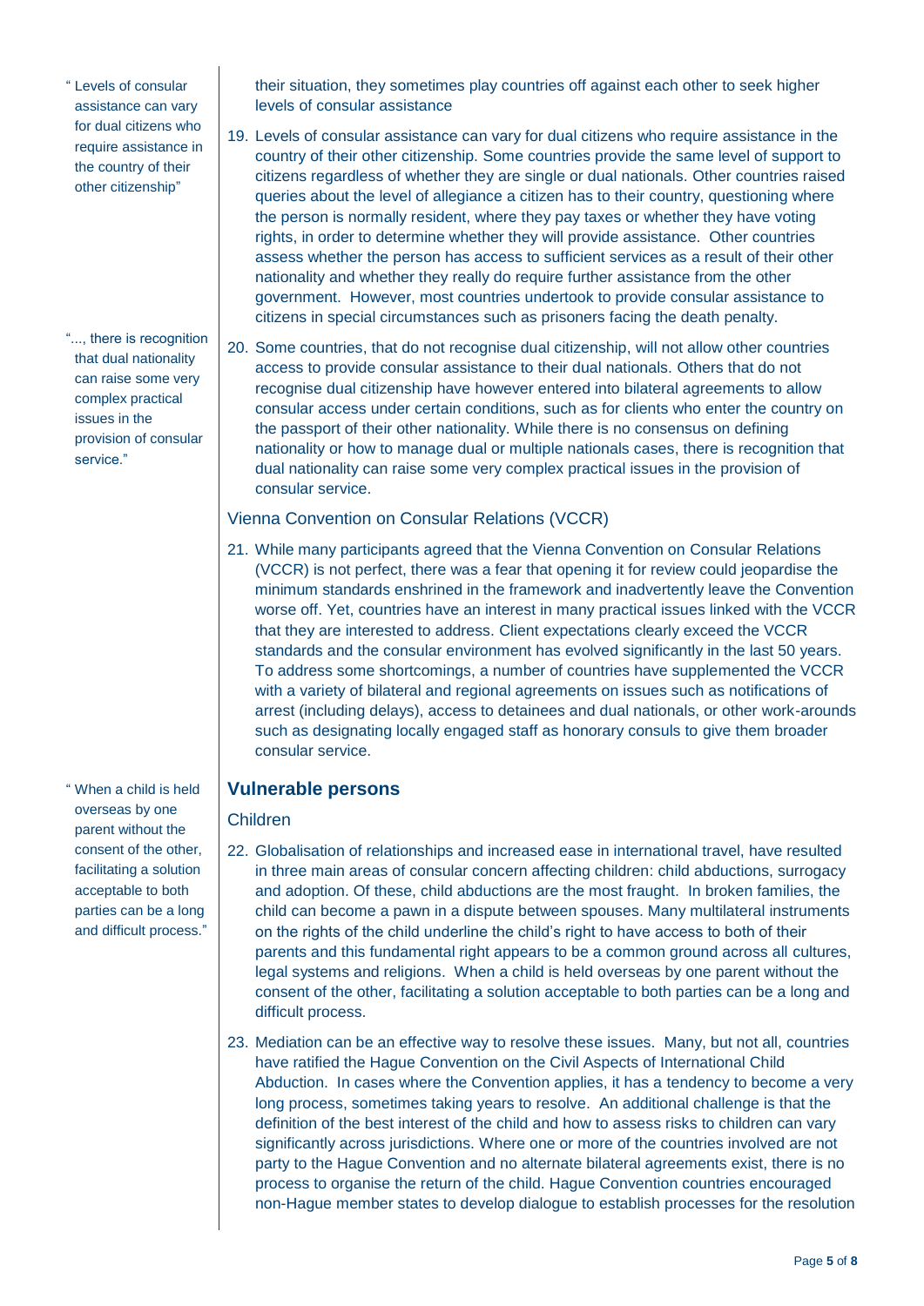their situation, they sometimes play countries off against each other to seek higher levels of consular assistance

19. Levels of consular assistance can vary for dual citizens who require assistance in the country of their other citizenship. Some countries provide the same level of support to citizens regardless of whether they are single or dual nationals. Other countries raised queries about the level of allegiance a citizen has to their country, questioning where the person is normally resident, where they pay taxes or whether they have voting rights, in order to determine whether they will provide assistance. Other countries assess whether the person has access to sufficient services as a result of their other nationality and whether they really do require further assistance from the other government. However, most countries undertook to provide consular assistance to citizens in special circumstances such as prisoners facing the death penalty.

> "Levels of consular assistance can vary for dual citizens who require assistance in the country of their other citizenship"

20. Some countries, that do not recognise dual citizenship, will not allow other countries access to provide consular assistance to their dual nationals. Others that do not recognise dual citizenship have however entered into bilateral agreements to allow consular access under certain conditions, such as for clients who enter the country on the passport of their other nationality. While there is no consensus on defining nationality or how to manage dual or multiple nationals cases, there is recognition that dual nationality can raise some very complex practical issues in the provision of consular service.

> "..., there is recognition that dual nationality can raise some very complex practical issues in the provision of consular service."

### Vienna Convention on Consular Relations (VCCR)

21. While many participants agreed that the Vienna Convention on Consular Relations (VCCR) is not perfect, there was a fear that opening it for review could jeopardise the minimum standards enshrined in the framework and inadvertently leave the Convention worse off. Yet, countries have an interest in many practical issues linked with the VCCR that they are interested to address. Client expectations clearly exceed the VCCR standards and the consular environment has evolved significantly in the last 50 years. To address some shortcomings, a number of countries have supplemented the VCCR with a variety of bilateral and regional agreements on issues such as notifications of arrest (including delays), access to detainees and dual nationals, or other work-arounds such as designating locally engaged staff as honorary consuls to give them broader consular service.

## Vulnerable persons

### Children

22. Globalisation of relationships and increased ease in international travel, have resulted in three main areas of consular concern affecting children: child abductions, surrogacy and adoption. Of these, child abductions are the most fraught. In broken families, the child can become a pawn in a dispute between spouses. Many multilateral instruments on the rights of the child underline the child's right to have access to both of their parents and this fundamental right appears to be a common ground across all cultures, legal systems and religions. When a child is held overseas by one parent without the consent of the other, facilitating a solution acceptable to both parties can be a long and difficult process.

> "When a child is held overseas by one parent without the consent of the other, facilitating a solution acceptable to both parties can be a long and difficult process."

23. Mediation can be an effective way to resolve these issues. Many, but not all, countries have ratified the Hague Convention on the Civil Aspects of International Child Abduction. In cases where the Convention applies, it has a tendency to become a very long process, sometimes taking years to resolve. An additional challenge is that the definition of the best interest of the child and how to assess risks to children can vary significantly across jurisdictions. Where one or more of the countries involved are not party to the Hague Convention and no alternate bilateral agreements exist, there is no process to organise the return of the child. Hague Convention countries encouraged non-Hague member states to develop dialogue to establish processes for the resolution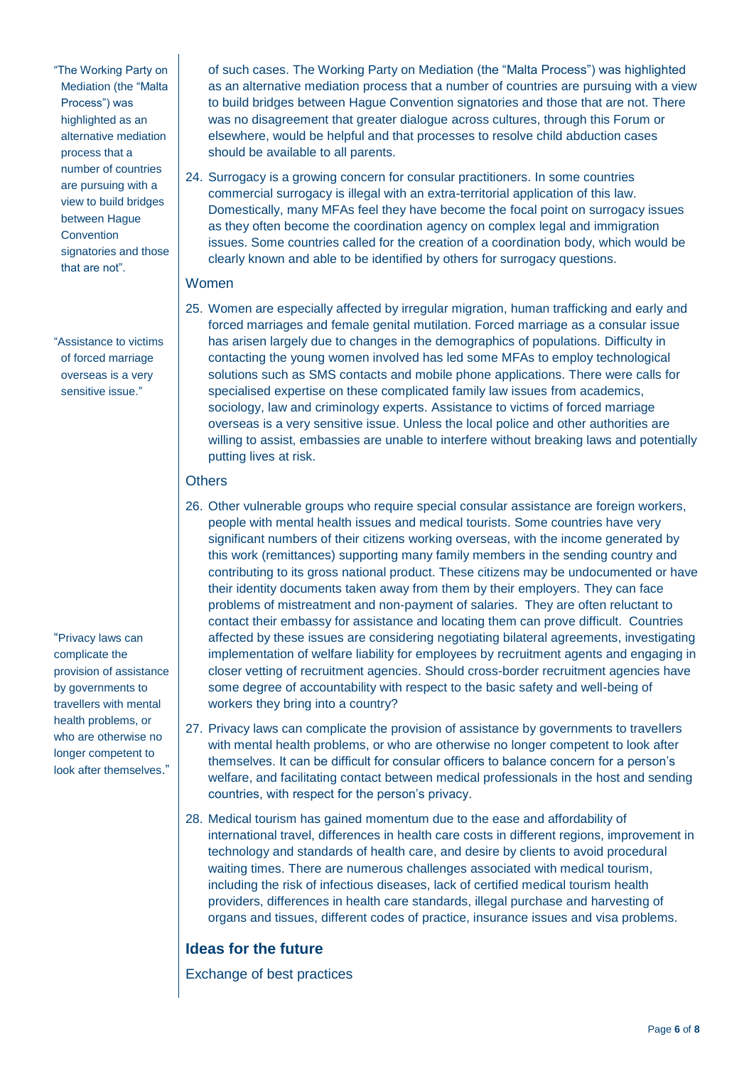of such cases. The Working Party on Mediation (the "Malta Process") was highlighted as an alternative mediation process that a number of countries are pursuing with a view to build bridges between Hague Convention signatories and those that are not. There was no disagreement that greater dialogue across cultures, through this Forum or elsewhere, would be helpful and that processes to resolve child abduction cases should be available to all parents.

> "The Working Party on Mediation (the "Malta Process") was highlighted as an alternative mediation process that a number of countries are pursuing with a view to build bridges between Hague Convention signatories and those that are not".

24. Surrogacy is a growing concern for consular practitioners. In some countries commercial surrogacy is illegal with an extra-territorial application of this law. Domestically, many MFAs feel they have become the focal point on surrogacy issues as they often become the coordination agency on complex legal and immigration issues. Some countries called for the creation of a coordination body, which would be clearly known and able to be identified by others for surrogacy questions.

### Women

25. Women are especially affected by irregular migration, human trafficking and early and forced marriages and female genital mutilation. Forced marriage as a consular issue has arisen largely due to changes in the demographics of populations. Difficulty in contacting the young women involved has led some MFAs to employ technological solutions such as SMS contacts and mobile phone applications. There were calls for specialised expertise on these complicated family law issues from academics, sociology, law and criminology experts. Assistance to victims of forced marriage overseas is a very sensitive issue. Unless the local police and other authorities are willing to assist, embassies are unable to interfere without breaking laws and potentially putting lives at risk.

> "Assistance to victims of forced marriage overseas is a very sensitive issue."

### Others

26. Other vulnerable groups who require special consular assistance are foreign workers, people with mental health issues and medical tourists. Some countries have very significant numbers of their citizens working overseas, with the income generated by this work (remittances) supporting many family members in the sending country and contributing to its gross national product. These citizens may be undocumented or have their identity documents taken away from them by their employers. They can face problems of mistreatment and non-payment of salaries. They are often reluctant to contact their embassy for assistance and locating them can prove difficult. Countries affected by these issues are considering negotiating bilateral agreements, investigating implementation of welfare liability for employees by recruitment agents and engaging in closer vetting of recruitment agencies. Should cross-border recruitment agencies have some degree of accountability with respect to the basic safety and well-being of workers they bring into a country?

27. Privacy laws can complicate the provision of assistance by governments to travellers with mental health problems, or who are otherwise no longer competent to look after themselves. It can be difficult for consular officers to balance concern for a person's welfare, and facilitating contact between medical professionals in the host and sending countries, with respect for the person's privacy.

> "Privacy laws can complicate the provision of assistance by governments to travellers with mental health problems, or who are otherwise no longer competent to look after themselves."

28. Medical tourism has gained momentum due to the ease and affordability of international travel, differences in health care costs in different regions, improvement in technology and standards of health care, and desire by clients to avoid procedural waiting times. There are numerous challenges associated with medical tourism, including the risk of infectious diseases, lack of certified medical tourism health providers, differences in health care standards, illegal purchase and harvesting of organs and tissues, different codes of practice, insurance issues and visa problems.

## Ideas for the future

### Exchange of best practices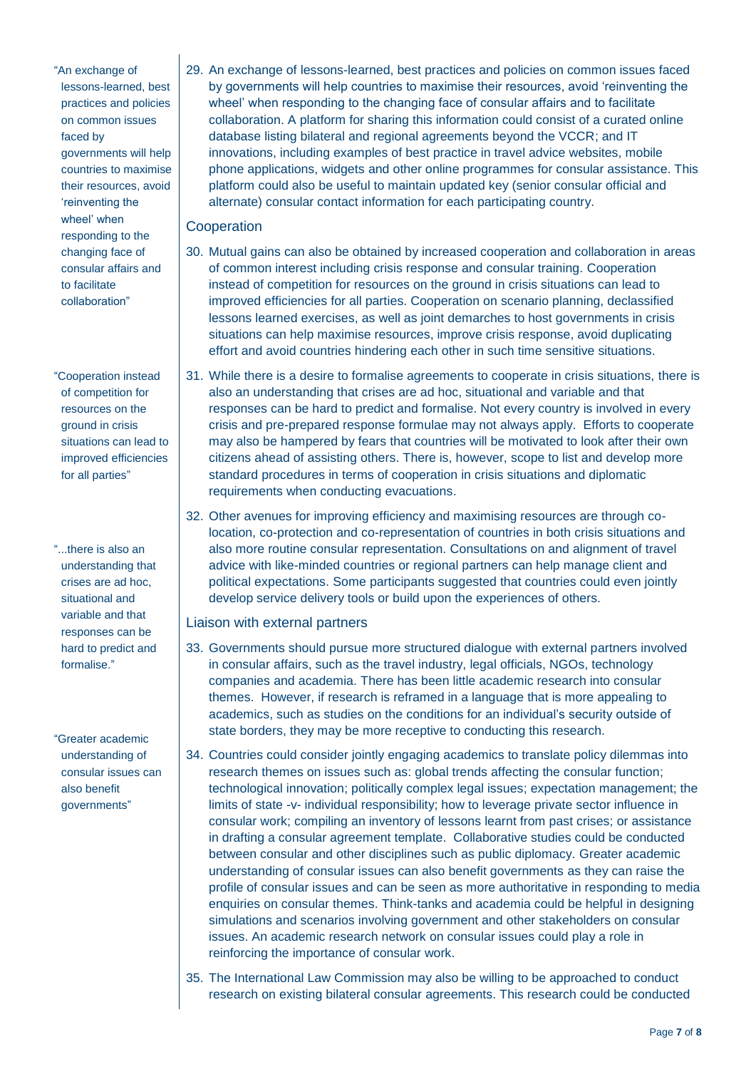> "An exchange of lessons-learned, best practices and policies on common issues faced by governments will help countries to maximise their resources, avoid 'reinventing the wheel' when responding to the changing face of consular affairs and to facilitate collaboration"

29. An exchange of lessons-learned, best practices and policies on common issues faced by governments will help countries to maximise their resources, avoid 'reinventing the wheel' when responding to the changing face of consular affairs and to facilitate collaboration. A platform for sharing this information could consist of a curated online database listing bilateral and regional agreements beyond the VCCR; and IT innovations, including examples of best practice in travel advice websites, mobile phone applications, widgets and other online programmes for consular assistance. This platform could also be useful to maintain updated key (senior consular official and alternate) consular contact information for each participating country.

## Cooperation

> "Cooperation instead of competition for resources on the ground in crisis situations can lead to improved efficiencies for all parties"

30. Mutual gains can also be obtained by increased cooperation and collaboration in areas of common interest including crisis response and consular training. Cooperation instead of competition for resources on the ground in crisis situations can lead to improved efficiencies for all parties. Cooperation on scenario planning, declassified lessons learned exercises, as well as joint demarches to host governments in crisis situations can help maximise resources, improve crisis response, avoid duplicating effort and avoid countries hindering each other in such time sensitive situations.

> "...there is also an understanding that crises are ad hoc, situational and variable and that responses can be hard to predict and formalise."

31. While there is a desire to formalise agreements to cooperate in crisis situations, there is also an understanding that crises are ad hoc, situational and variable and that responses can be hard to predict and formalise. Not every country is involved in every crisis and pre-prepared response formulae may not always apply. Efforts to cooperate may also be hampered by fears that countries will be motivated to look after their own citizens ahead of assisting others. There is, however, scope to list and develop more standard procedures in terms of cooperation in crisis situations and diplomatic requirements when conducting evacuations.

32. Other avenues for improving efficiency and maximising resources are through co-location, co-protection and co-representation of countries in both crisis situations and also more routine consular representation. Consultations on and alignment of travel advice with like-minded countries or regional partners can help manage client and political expectations. Some participants suggested that countries could even jointly develop service delivery tools or build upon the experiences of others.

## Liaison with external partners

> "Greater academic understanding of consular issues can also benefit governments"

33. Governments should pursue more structured dialogue with external partners involved in consular affairs, such as the travel industry, legal officials, NGOs, technology companies and academia. There has been little academic research into consular themes. However, if research is reframed in a language that is more appealing to academics, such as studies on the conditions for an individual's security outside of state borders, they may be more receptive to conducting this research.

34. Countries could consider jointly engaging academics to translate policy dilemmas into research themes on issues such as: global trends affecting the consular function; technological innovation; politically complex legal issues; expectation management; the limits of state -v- individual responsibility; how to leverage private sector influence in consular work; compiling an inventory of lessons learnt from past crises; or assistance in drafting a consular agreement template. Collaborative studies could be conducted between consular and other disciplines such as public diplomacy. Greater academic understanding of consular issues can also benefit governments as they can raise the profile of consular issues and can be seen as more authoritative in responding to media enquiries on consular themes. Think-tanks and academia could be helpful in designing simulations and scenarios involving government and other stakeholders on consular issues. An academic research network on consular issues could play a role in reinforcing the importance of consular work.

35. The International Law Commission may also be willing to be approached to conduct research on existing bilateral consular agreements. This research could be conducted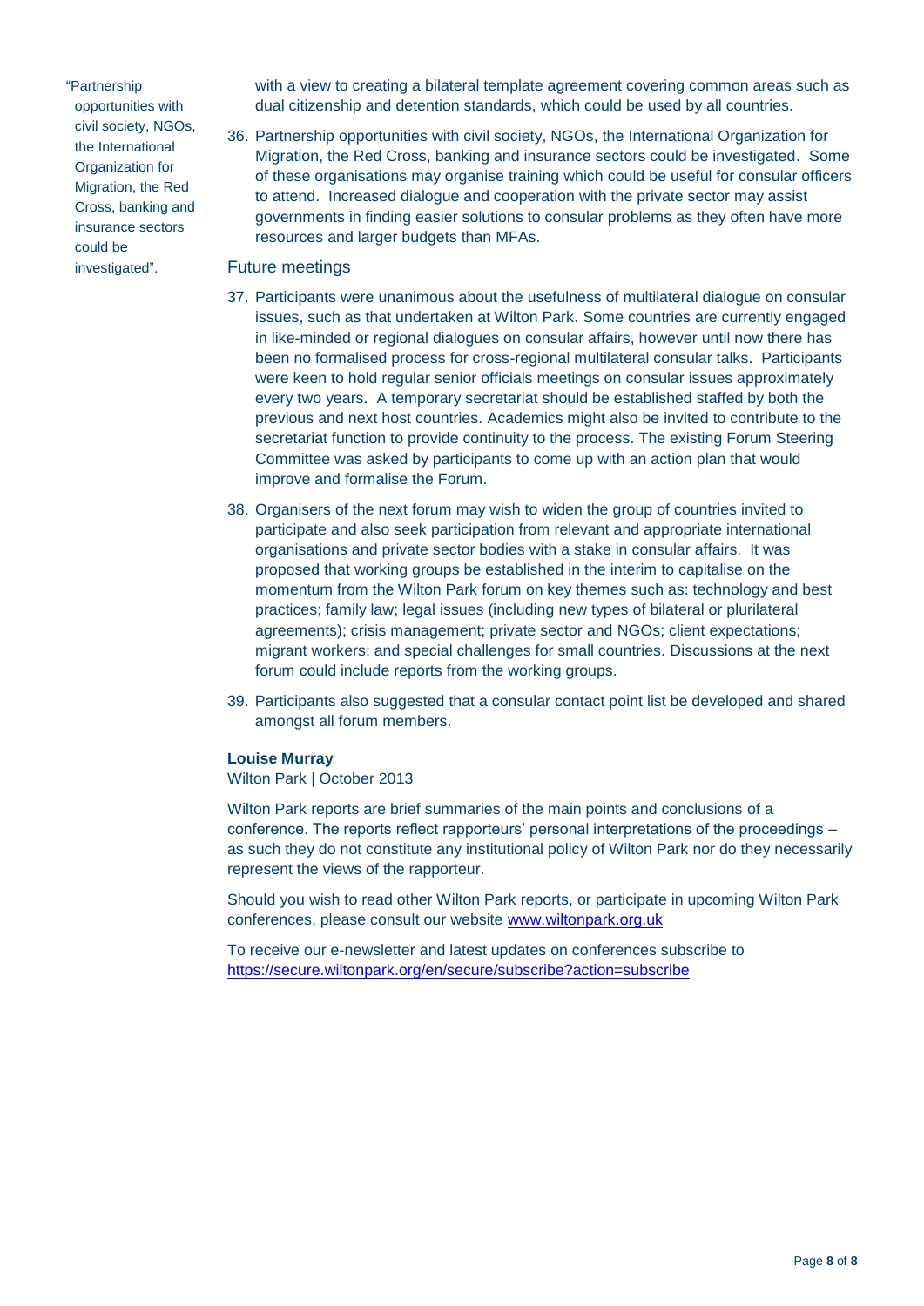"Partnership opportunities with civil society, NGOs, the International Organization for Migration, the Red Cross, banking and insurance sectors could be investigated".

with a view to creating a bilateral template agreement covering common areas such as dual citizenship and detention standards, which could be used by all countries.

36. Partnership opportunities with civil society, NGOs, the International Organization for Migration, the Red Cross, banking and insurance sectors could be investigated. Some of these organisations may organise training which could be useful for consular officers to attend. Increased dialogue and cooperation with the private sector may assist governments in finding easier solutions to consular problems as they often have more resources and larger budgets than MFAs.

## Future meetings

37. Participants were unanimous about the usefulness of multilateral dialogue on consular issues, such as that undertaken at Wilton Park. Some countries are currently engaged in like-minded or regional dialogues on consular affairs, however until now there has been no formalised process for cross-regional multilateral consular talks. Participants were keen to hold regular senior officials meetings on consular issues approximately every two years. A temporary secretariat should be established staffed by both the previous and next host countries. Academics might also be invited to contribute to the secretariat function to provide continuity to the process. The existing Forum Steering Committee was asked by participants to come up with an action plan that would improve and formalise the Forum.

38. Organisers of the next forum may wish to widen the group of countries invited to participate and also seek participation from relevant and appropriate international organisations and private sector bodies with a stake in consular affairs. It was proposed that working groups be established in the interim to capitalise on the momentum from the Wilton Park forum on key themes such as: technology and best practices; family law; legal issues (including new types of bilateral or plurilateral agreements); crisis management; private sector and NGOs; client expectations; migrant workers; and special challenges for small countries. Discussions at the next forum could include reports from the working groups.

39. Participants also suggested that a consular contact point list be developed and shared amongst all forum members.

**Louise Murray**

Wilton Park | October 2013

Wilton Park reports are brief summaries of the main points and conclusions of a conference. The reports reflect rapporteurs' personal interpretations of the proceedings – as such they do not constitute any institutional policy of Wilton Park nor do they necessarily represent the views of the rapporteur.

Should you wish to read other Wilton Park reports, or participate in upcoming Wilton Park conferences, please consult our website www.wiltonpark.org.uk

To receive our e-newsletter and latest updates on conferences subscribe to https://secure.wiltonpark.org/en/secure/subscribe?action=subscribe